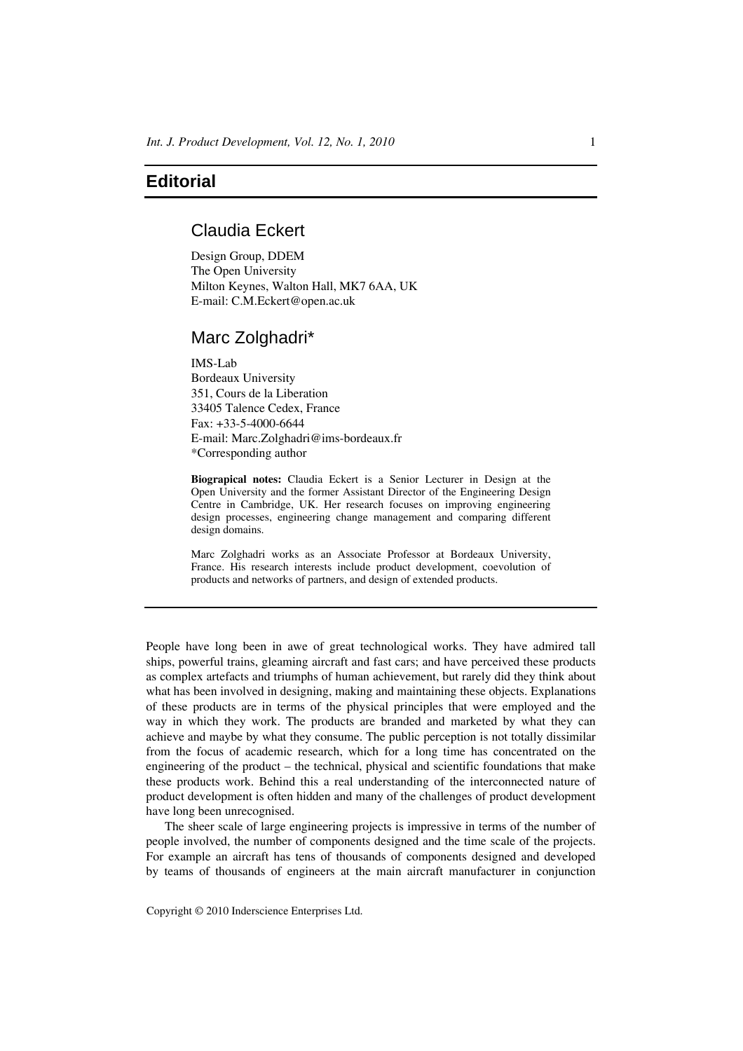# Editorial

## Claudia Eckert

Design Group, DDEM
The Open University
Milton Keynes, Walton Hall, MK7 6AA, UK
E-mail: C.M.Eckert@open.ac.uk

## Marc Zolghadri*

IMS-Lab
Bordeaux University
351, Cours de la Liberation
33405 Talence Cedex, France
Fax: +33-5-4000-6644
E-mail: Marc.Zolghadri@ims-bordeaux.fr
*Corresponding author

**Biograpical notes:** Claudia Eckert is a Senior Lecturer in Design at the Open University and the former Assistant Director of the Engineering Design Centre in Cambridge, UK. Her research focuses on improving engineering design processes, engineering change management and comparing different design domains.

Marc Zolghadri works as an Associate Professor at Bordeaux University, France. His research interests include product development, coevolution of products and networks of partners, and design of extended products.

---

People have long been in awe of great technological works. They have admired tall ships, powerful trains, gleaming aircraft and fast cars; and have perceived these products as complex artefacts and triumphs of human achievement, but rarely did they think about what has been involved in designing, making and maintaining these objects. Explanations of these products are in terms of the physical principles that were employed and the way in which they work. The products are branded and marketed by what they can achieve and maybe by what they consume. The public perception is not totally dissimilar from the focus of academic research, which for a long time has concentrated on the engineering of the product – the technical, physical and scientific foundations that make these products work. Behind this a real understanding of the interconnected nature of product development is often hidden and many of the challenges of product development have long been unrecognised.

The sheer scale of large engineering projects is impressive in terms of the number of people involved, the number of components designed and the time scale of the projects. For example an aircraft has tens of thousands of components designed and developed by teams of thousands of engineers at the main aircraft manufacturer in conjunction

Copyright © 2010 Inderscience Enterprises Ltd.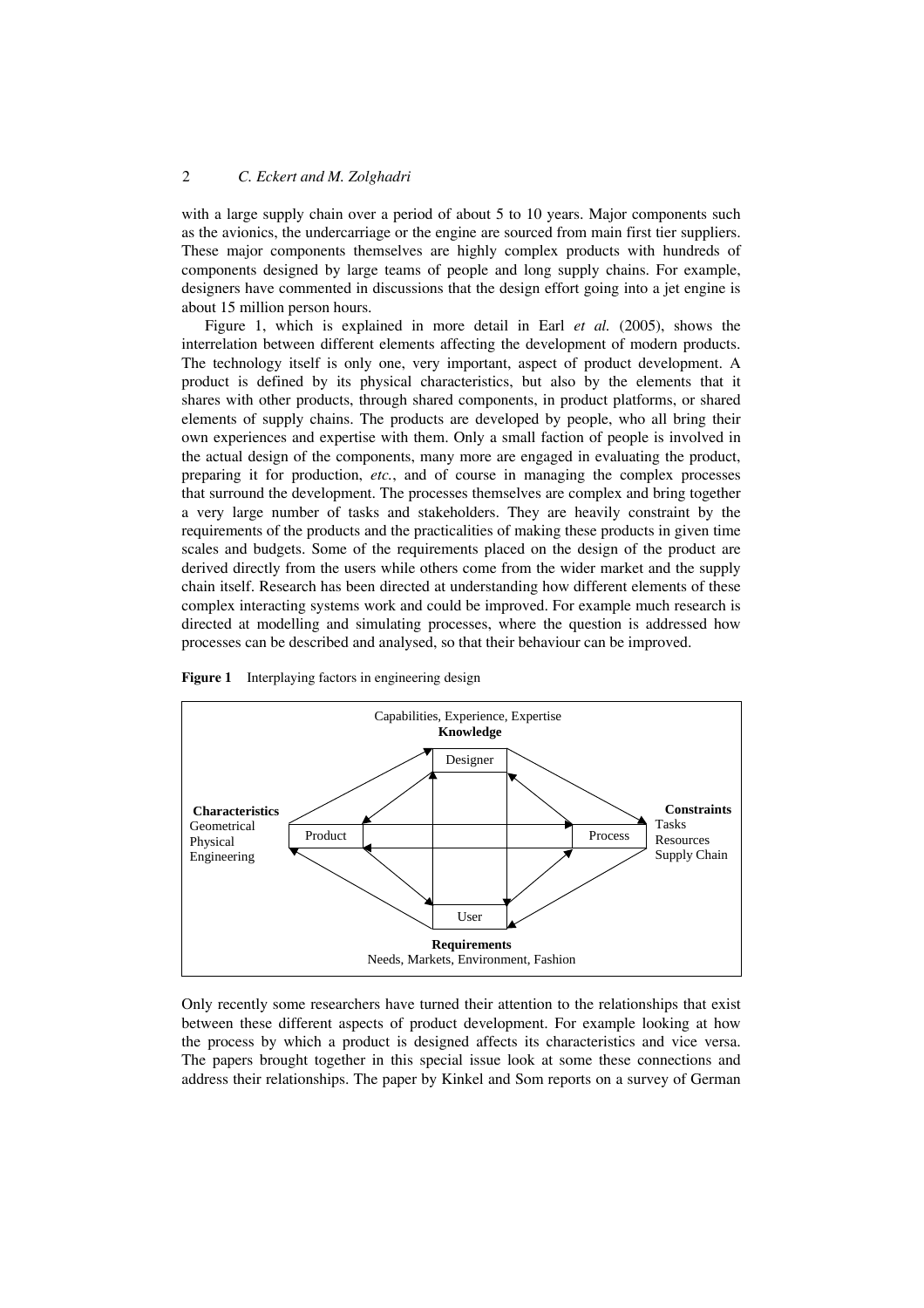with a large supply chain over a period of about 5 to 10 years. Major components such as the avionics, the undercarriage or the engine are sourced from main first tier suppliers. These major components themselves are highly complex products with hundreds of components designed by large teams of people and long supply chains. For example, designers have commented in discussions that the design effort going into a jet engine is about 15 million person hours.

Figure 1, which is explained in more detail in Earl *et al.* (2005), shows the interrelation between different elements affecting the development of modern products. The technology itself is only one, very important, aspect of product development. A product is defined by its physical characteristics, but also by the elements that it shares with other products, through shared components, in product platforms, or shared elements of supply chains. The products are developed by people, who all bring their own experiences and expertise with them. Only a small faction of people is involved in the actual design of the components, many more are engaged in evaluating the product, preparing it for production, *etc.*, and of course in managing the complex processes that surround the development. The processes themselves are complex and bring together a very large number of tasks and stakeholders. They are heavily constraint by the requirements of the products and the practicalities of making these products in given time scales and budgets. Some of the requirements placed on the design of the product are derived directly from the users while others come from the wider market and the supply chain itself. Research has been directed at understanding how different elements of these complex interacting systems work and could be improved. For example much research is directed at modelling and simulating processes, where the question is addressed how processes can be described and analysed, so that their behaviour can be improved.

**Figure 1** Interplaying factors in engineering design

Capabilities, Experience, Expertise
**Knowledge**

Designer

**Characteristics**
Geometrical
Physical
Engineering

Product

Process

**Constraints**
Tasks
Resources
Supply Chain

User

**Requirements**
Needs, Markets, Environment, Fashion

Only recently some researchers have turned their attention to the relationships that exist between these different aspects of product development. For example looking at how the process by which a product is designed affects its characteristics and vice versa. The papers brought together in this special issue look at some these connections and address their relationships. The paper by Kinkel and Som reports on a survey of German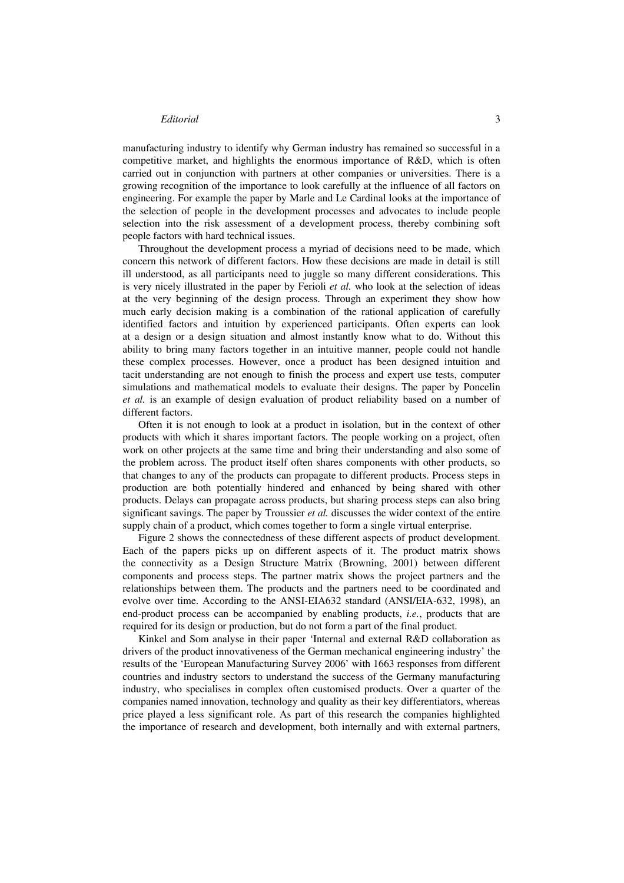manufacturing industry to identify why German industry has remained so successful in a competitive market, and highlights the enormous importance of R&D, which is often carried out in conjunction with partners at other companies or universities. There is a growing recognition of the importance to look carefully at the influence of all factors on engineering. For example the paper by Marle and Le Cardinal looks at the importance of the selection of people in the development processes and advocates to include people selection into the risk assessment of a development process, thereby combining soft people factors with hard technical issues.

Throughout the development process a myriad of decisions need to be made, which concern this network of different factors. How these decisions are made in detail is still ill understood, as all participants need to juggle so many different considerations. This is very nicely illustrated in the paper by Ferioli *et al.* who look at the selection of ideas at the very beginning of the design process. Through an experiment they show how much early decision making is a combination of the rational application of carefully identified factors and intuition by experienced participants. Often experts can look at a design or a design situation and almost instantly know what to do. Without this ability to bring many factors together in an intuitive manner, people could not handle these complex processes. However, once a product has been designed intuition and tacit understanding are not enough to finish the process and expert use tests, computer simulations and mathematical models to evaluate their designs. The paper by Poncelin *et al.* is an example of design evaluation of product reliability based on a number of different factors.

Often it is not enough to look at a product in isolation, but in the context of other products with which it shares important factors. The people working on a project, often work on other projects at the same time and bring their understanding and also some of the problem across. The product itself often shares components with other products, so that changes to any of the products can propagate to different products. Process steps in production are both potentially hindered and enhanced by being shared with other products. Delays can propagate across products, but sharing process steps can also bring significant savings. The paper by Troussier *et al.* discusses the wider context of the entire supply chain of a product, which comes together to form a single virtual enterprise.

Figure 2 shows the connectedness of these different aspects of product development. Each of the papers picks up on different aspects of it. The product matrix shows the connectivity as a Design Structure Matrix (Browning, 2001) between different components and process steps. The partner matrix shows the project partners and the relationships between them. The products and the partners need to be coordinated and evolve over time. According to the ANSI-EIA632 standard (ANSI/EIA-632, 1998), an end-product process can be accompanied by enabling products, *i.e.*, products that are required for its design or production, but do not form a part of the final product.

Kinkel and Som analyse in their paper 'Internal and external R&D collaboration as drivers of the product innovativeness of the German mechanical engineering industry' the results of the 'European Manufacturing Survey 2006' with 1663 responses from different countries and industry sectors to understand the success of the Germany manufacturing industry, who specialises in complex often customised products. Over a quarter of the companies named innovation, technology and quality as their key differentiators, whereas price played a less significant role. As part of this research the companies highlighted the importance of research and development, both internally and with external partners,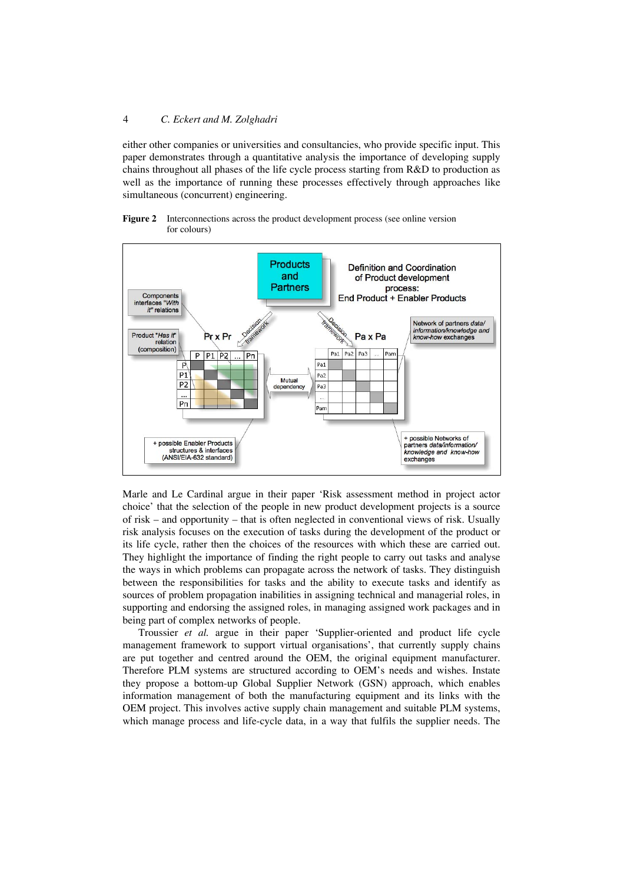either other companies or universities and consultancies, who provide specific input. This paper demonstrates through a quantitative analysis the importance of developing supply chains throughout all phases of the life cycle process starting from R&D to production as well as the importance of running these processes effectively through approaches like simultaneous (concurrent) engineering.

**Figure 2** Interconnections across the product development process (see online version for colours)

Marle and Le Cardinal argue in their paper 'Risk assessment method in project actor choice' that the selection of the people in new product development projects is a source of risk – and opportunity – that is often neglected in conventional views of risk. Usually risk analysis focuses on the execution of tasks during the development of the product or its life cycle, rather then the choices of the resources with which these are carried out. They highlight the importance of finding the right people to carry out tasks and analyse the ways in which problems can propagate across the network of tasks. They distinguish between the responsibilities for tasks and the ability to execute tasks and identify as sources of problem propagation inabilities in assigning technical and managerial roles, in supporting and endorsing the assigned roles, in managing assigned work packages and in being part of complex networks of people.

Troussier *et al.* argue in their paper 'Supplier-oriented and product life cycle management framework to support virtual organisations', that currently supply chains are put together and centred around the OEM, the original equipment manufacturer. Therefore PLM systems are structured according to OEM's needs and wishes. Instate they propose a bottom-up Global Supplier Network (GSN) approach, which enables information management of both the manufacturing equipment and its links with the OEM project. This involves active supply chain management and suitable PLM systems, which manage process and life-cycle data, in a way that fulfils the supplier needs. The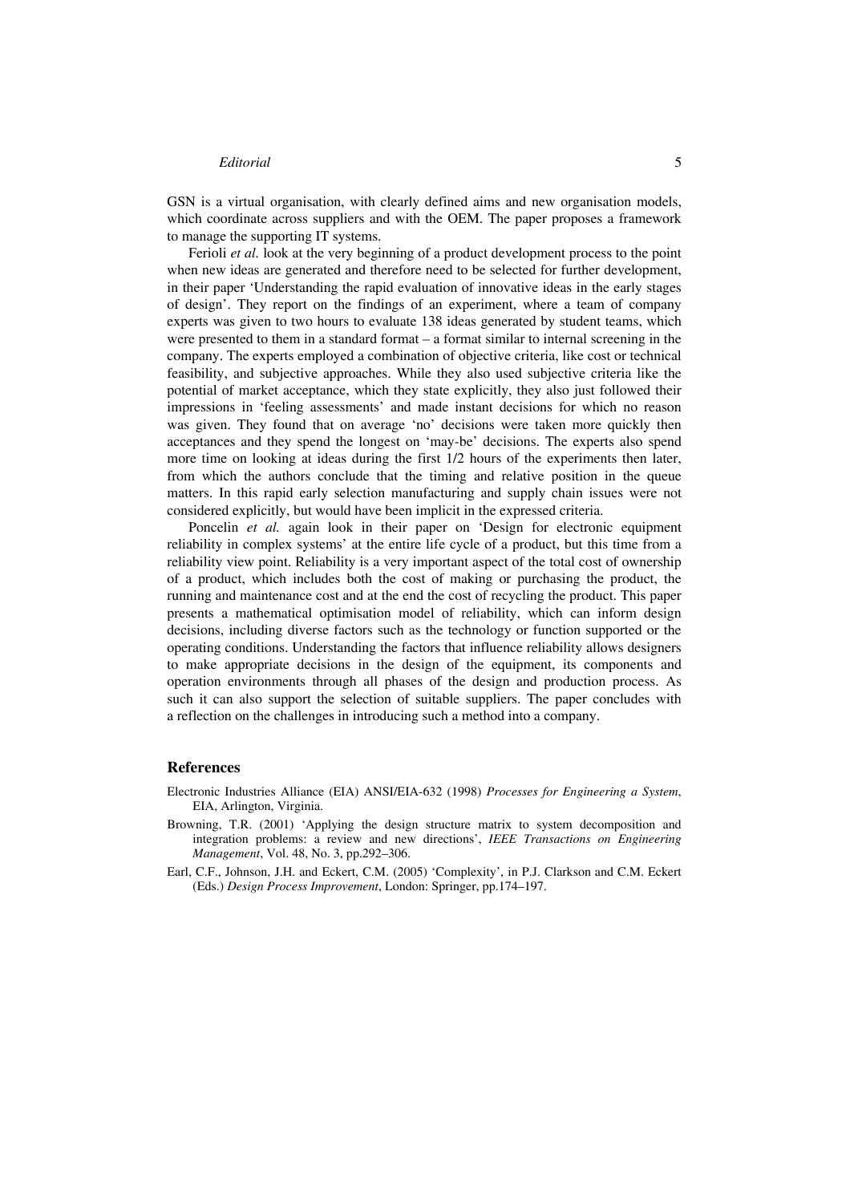GSN is a virtual organisation, with clearly defined aims and new organisation models, which coordinate across suppliers and with the OEM. The paper proposes a framework to manage the supporting IT systems.

Ferioli *et al.* look at the very beginning of a product development process to the point when new ideas are generated and therefore need to be selected for further development, in their paper 'Understanding the rapid evaluation of innovative ideas in the early stages of design'. They report on the findings of an experiment, where a team of company experts was given to two hours to evaluate 138 ideas generated by student teams, which were presented to them in a standard format – a format similar to internal screening in the company. The experts employed a combination of objective criteria, like cost or technical feasibility, and subjective approaches. While they also used subjective criteria like the potential of market acceptance, which they state explicitly, they also just followed their impressions in 'feeling assessments' and made instant decisions for which no reason was given. They found that on average 'no' decisions were taken more quickly then acceptances and they spend the longest on 'may-be' decisions. The experts also spend more time on looking at ideas during the first 1/2 hours of the experiments then later, from which the authors conclude that the timing and relative position in the queue matters. In this rapid early selection manufacturing and supply chain issues were not considered explicitly, but would have been implicit in the expressed criteria.

Poncelin *et al.* again look in their paper on 'Design for electronic equipment reliability in complex systems' at the entire life cycle of a product, but this time from a reliability view point. Reliability is a very important aspect of the total cost of ownership of a product, which includes both the cost of making or purchasing the product, the running and maintenance cost and at the end the cost of recycling the product. This paper presents a mathematical optimisation model of reliability, which can inform design decisions, including diverse factors such as the technology or function supported or the operating conditions. Understanding the factors that influence reliability allows designers to make appropriate decisions in the design of the equipment, its components and operation environments through all phases of the design and production process. As such it can also support the selection of suitable suppliers. The paper concludes with a reflection on the challenges in introducing such a method into a company.

## References

Electronic Industries Alliance (EIA) ANSI/EIA-632 (1998) *Processes for Engineering a System*, EIA, Arlington, Virginia.

Browning, T.R. (2001) 'Applying the design structure matrix to system decomposition and integration problems: a review and new directions', *IEEE Transactions on Engineering Management*, Vol. 48, No. 3, pp.292–306.

Earl, C.F., Johnson, J.H. and Eckert, C.M. (2005) 'Complexity', in P.J. Clarkson and C.M. Eckert (Eds.) *Design Process Improvement*, London: Springer, pp.174–197.